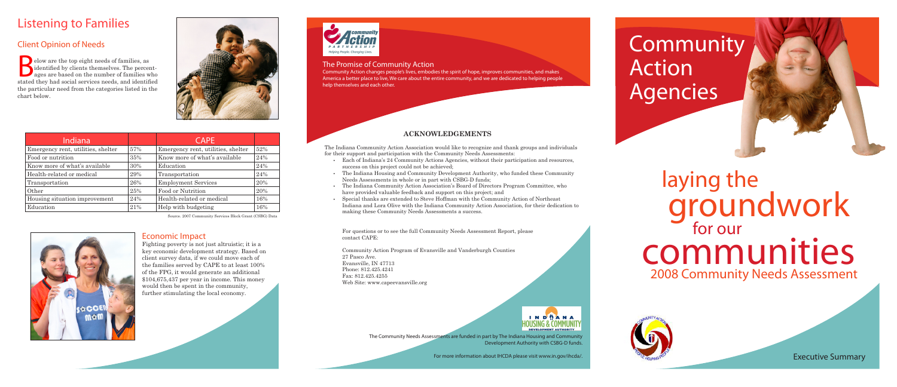# Listening to Families

## Client Opinion of Needs

Below are the top eight needs of families, as identified by clients themselves. The percentages are based on the number of families who stated they had social services needs, and identified the particular need from the categories listed in the chart below.

| Indiana | | CAPE | |
|---|---|---|---|
| Emergency rent, utilities, shelter | 57% | Emergency rent, utilities, shelter | 52% |
| Food or nutrition | 35% | Know more of what's available | 24% |
| Know more of what's available | 30% | Education | 24% |
| Health-related or medical | 29% | Transportation | 24% |
| Transportation | 26% | Employment Services | 20% |
| Other | 25% | Food or Nutrition | 20% |
| Housing situation improvement | 24% | Health-related or medical | 16% |
| Education | 21% | Help with budgeting | 16% |

Source: 2007 Community Services Block Grant (CSBG) Data

## Economic Impact

Fighting poverty is not just altruistic; it is a key economic development strategy. Based on client survey data, if we could move each of the families served by CAPE to at least 100% of the FPG, it would generate an additional $104,675,437 per year in income. This money would then be spent in the community, further stimulating the local economy.

Community Action Partnership — Helping People. Changing Lives.

### The Promise of Community Action

Community Action changes people's lives, embodies the spirit of hope, improves communities, and makes America a better place to live. We care about the entire community, and we are dedicated to helping people help themselves and each other.

### ACKNOWLEDGEMENTS

The Indiana Community Action Association would like to recognize and thank groups and individuals for their support and participation with the Community Needs Assessments:

- Each of Indiana's 24 Community Actions Agencies, without their participation and resources, success on this project could not be achieved;
- The Indiana Housing and Community Development Authority, who funded these Community Needs Assessments in whole or in part with CSBG-D funds;
- The Indiana Community Action Association's Board of Directors Program Committee, who have provided valuable feedback and support on this project; and
- Special thanks are extended to Steve Hoffman with the Community Action of Northeast Indiana and Lora Olive with the Indiana Community Action Association, for their dedication to making these Community Needs Assessments a success.

For questions or to see the full Community Needs Assessment Report, please contact CAPE:

Community Action Program of Evansville and Vanderburgh Counties
27 Pasco Ave.
Evansville, IN 47713
Phone: 812.425.4241
Fax: 812.425.4255
Web Site: www.capeevansville.org

Indiana Housing & Community Development Authority

The Community Needs Assessments are funded in part by The Indiana Housing and Community Development Authority with CSBG-D funds.

For more information about IHCDA please visit www.in.gov/ihcda/.

# Community Action Agencies

# laying the groundwork for our communities

## 2008 Community Needs Assessment

Executive Summary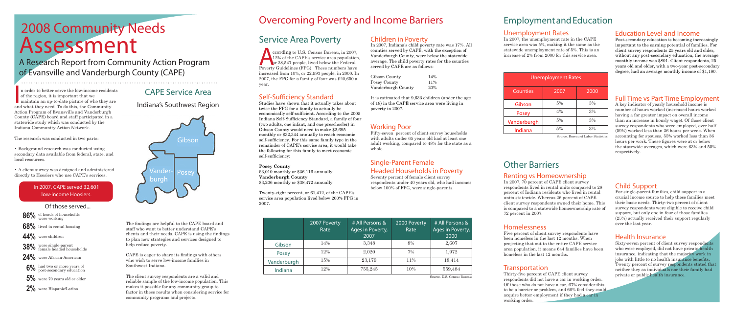# 2008 Community Needs Assessment

## A Research Report from Community Action Program of Evansville and Vanderburgh County (CAPE)

In order to better serve the low-income residents of the region, it is important that we maintain an up-to-date picture of who they are and what they need. To do this, the Community Action Program of Evansville and Vanderburgh County (CAPE) board and staff participated in a statewide study which was conducted by the Indiana Community Action Network.

The research was conducted in two parts:

• Background research was conducted using secondary data available from federal, state, and local resources.

• A client survey was designed and administered directly to Hoosiers who use CAPE's services.

**In 2007, CAPE served 32,601 low-income Hoosiers.**

### Of those served...

- **86%** of heads of households were working
- **68%** lived in rental housing
- **44%** were children
- **38%** were single-parent female headed households
- **24%** were African-American
- **6%** had two or more years of post-secondary education
- **5%** were 70 years old or older
- **2%** were Hispanic/Latino

## CAPE Service Area

### Indiana's Southwest Region

Gibson

Vanderburgh

Posey

The findings are helpful to the CAPE board and staff who want to better understand CAPE's clients and their needs. CAPE is using the findings to plan new strategies and services designed to help reduce poverty.

CAPE is eager to share its findings with others who wish to serve low-income families in Southwest Indiana.

The client survey respondents are a valid and reliable sample of the low-income population. This makes it possible for any community group to factor in these results when considering service for community programs and projects.

# Overcoming Poverty and Income Barriers

## Service Area Poverty

According to U.S. Census Bureau, in 2007, 12% of the CAPE's service area population, or 28,547 people, lived below the Federal Poverty Guidelines (FPG). These numbers have increased from 10%, or 22,993 people, in 2000. In 2007, the FPG for a family of four was $20,650 a year.

### Self-Sufficiency Standard

Studies have shown that it actually takes about twice the FPG for a family to actually be economically self-sufficient. According to the 2005 Indiana Self-Sufficiency Standard, a family of four (two adults, one infant, and one preschooler) in Gibson County would need to make $2,695 monthly or $32,344 annually to reach economic self-sufficiency. For this same family type in the remainder of CAPE's service area, it would take the following for this family to meet economic self-sufficiency:

**Posey County**
$3,010 monthly or $36,116 annually
**Vanderburgh County**
$3,206 monthly or $38,472 annually

Twenty-eight percent, or 61,412, of the CAPE's service area population lived below 200% FPG in 2007.

### Children in Poverty

In 2007, Indiana's child poverty rate was 17%. All counties served by CAPE, with the exception of Vanderburgh County, were below the statewide average. The child poverty rates for the counties served by CAPE are as follows:

| | |
|---|---|
| Gibson County | 14% |
| Posey County | 11% |
| Vanderburgh County | 20% |

It is estimated that 9,633 children (under the age of 18) in the CAPE service area were living in poverty in 2007.

### Working Poor

Fifty-seven percent of client survey households with adults under 65 years old had at least one adult working, compared to 48% for the state as a whole.

### Single-Parent Female Headed Households in Poverty

Seventy percent of female client survey respondents under 40 years old, who had incomes below 100% of FPG, were single-parents.

| | 2007 Poverty Rate | # All Persons & Ages in Poverty, 2007 | 2000 Poverty Rate | # All Persons & Ages in Poverty, 2000 |
|---|---|---|---|---|
| Gibson | 14% | 3,348 | 8% | 2,607 |
| Posey | 12% | 2,020 | 7% | 1,972 |
| Vanderburgh | 15% | 23,179 | 11% | 18,414 |
| Indiana | 12% | 755,245 | 10% | 559,484 |

Source: U.S. Census Bureau

# Employment and Education

### Unemployment Rates

In 2007, the unemployment rate in the CAPE service area was 5%, making it the same as the statewide unemployment rate of 5%. This is an increase of 2% from 2000 for this service area.

| Unemployment Rates | | |
|---|---|---|
| Counties | 2007 | 2000 |
| Gibson | 5% | 3% |
| Posey | 4% | 3% |
| Vanderburgh | 5% | 3% |
| Indiana | 5% | 3% |

Source: Bureau of Labor Statistics

### Education Level and Income

Post-secondary education is becoming increasingly important to the earning potential of families. For client survey respondents 25 years old and older, without any post-secondary education, the average monthly income was $801. Client respondents, 25 years old and older, with a two-year post-secondary degree, had an average monthly income of $1,180.

### Full Time vs Part Time Employment

A key indicator of yearly household income is number of hours worked (increased hours worked having a far greater impact on overall income than an increase in hourly wage). Of those client survey respondents who were employed, over half (59%) worked less than 36 hours per week. When accounting for spouses, 55% worked less than 36 hours per week. These figures were at or below the statewide averages, which were 63% and 55% respectively.

# Other Barriers

### Renting vs Homeownership

In 2007, 70 percent of CAPE client survey respondents lived in rental units compared to 28 percent of Indiana residents who lived in rental units statewide. Whereas 26 percent of CAPE client survey respondents owned their home. This is compared to a statewide homeownership rate of 72 percent in 2007.

### Homelessness

Five percent of client survey respondents have been homeless in the last 12 months. When projecting that out to the entire CAPE service area population, it means 644 families have been homeless in the last 12 months.

### Transportation

Thirty-five percent of CAPE client survey respondents did not have a car in working order. Of those who do not have a car, 67% consider this to be a barrier or problem, and 66% feel they could acquire better employment if they had a car in working order.

### Child Support

For single-parent families, child support is a crucial income source to help these families meet their basic needs. Thirty-two percent of client survey respondents were eligible to receive child support, but only one in four of those families (25%) actually received their support regularly over the last year.

### Health Insurance

Sixty-seven percent of client survey respondents who were employed, did not have private health insurance, indicating that the majority work in jobs with little to no health insurance benefits. Twenty percent of survey respondents stated that neither they as individuals nor their family had private or public health insurance.